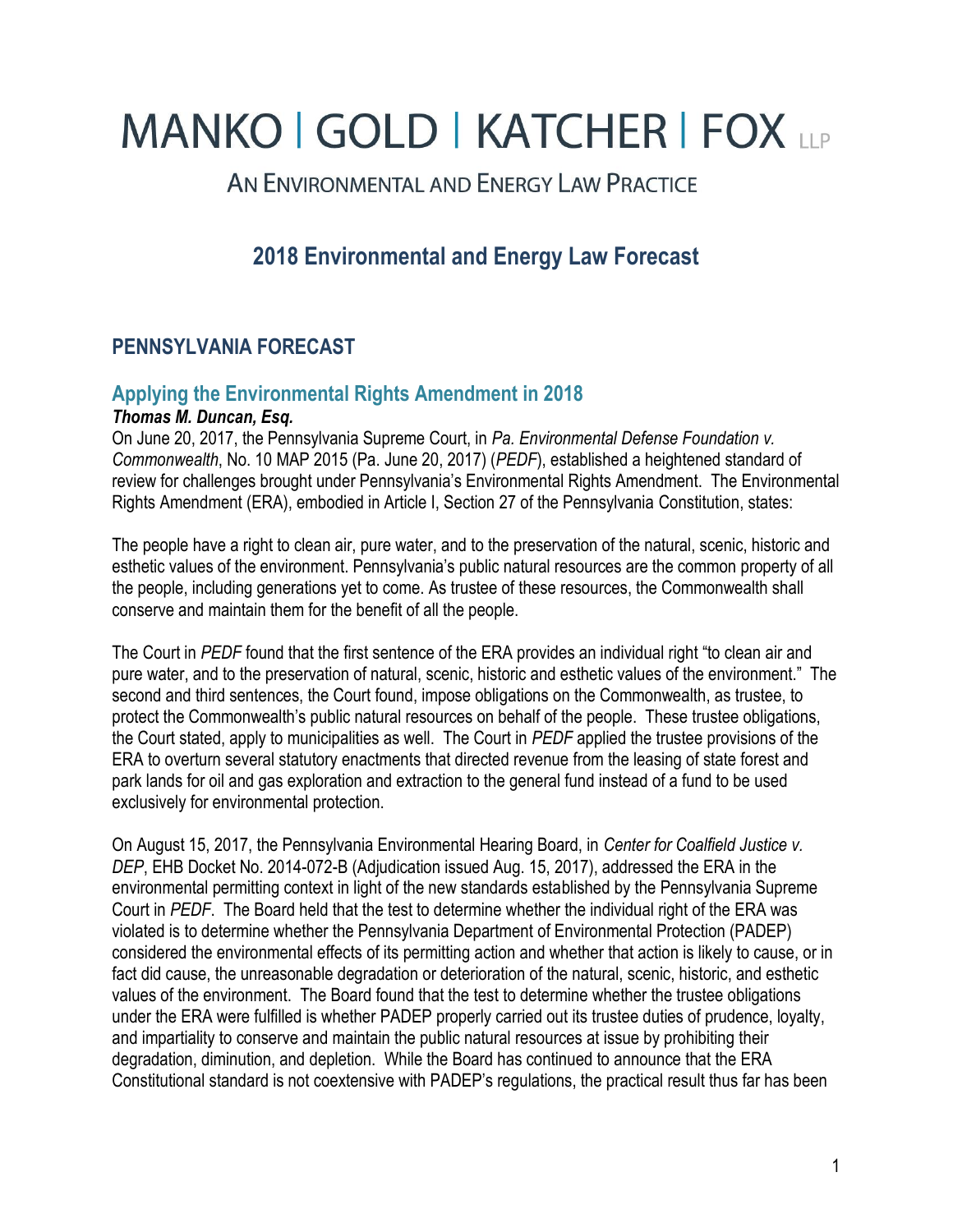# MANKO | GOLD | KATCHER | FOX LLP

AN ENVIRONMENTAL AND ENERGY LAW PRACTICE

## 2018 Environmental and Energy Law Forecast

## PENNSYLVANIA FORECAST

### Applying the Environmental Rights Amendment in 2018

***Thomas M. Duncan, Esq.***

On June 20, 2017, the Pennsylvania Supreme Court, in *Pa. Environmental Defense Foundation v. Commonwealth*, No. 10 MAP 2015 (Pa. June 20, 2017) (*PEDF*), established a heightened standard of review for challenges brought under Pennsylvania's Environmental Rights Amendment. The Environmental Rights Amendment (ERA), embodied in Article I, Section 27 of the Pennsylvania Constitution, states:

The people have a right to clean air, pure water, and to the preservation of the natural, scenic, historic and esthetic values of the environment. Pennsylvania's public natural resources are the common property of all the people, including generations yet to come. As trustee of these resources, the Commonwealth shall conserve and maintain them for the benefit of all the people.

The Court in *PEDF* found that the first sentence of the ERA provides an individual right "to clean air and pure water, and to the preservation of natural, scenic, historic and esthetic values of the environment." The second and third sentences, the Court found, impose obligations on the Commonwealth, as trustee, to protect the Commonwealth's public natural resources on behalf of the people. These trustee obligations, the Court stated, apply to municipalities as well. The Court in *PEDF* applied the trustee provisions of the ERA to overturn several statutory enactments that directed revenue from the leasing of state forest and park lands for oil and gas exploration and extraction to the general fund instead of a fund to be used exclusively for environmental protection.

On August 15, 2017, the Pennsylvania Environmental Hearing Board, in *Center for Coalfield Justice v. DEP*, EHB Docket No. 2014-072-B (Adjudication issued Aug. 15, 2017), addressed the ERA in the environmental permitting context in light of the new standards established by the Pennsylvania Supreme Court in *PEDF*. The Board held that the test to determine whether the individual right of the ERA was violated is to determine whether the Pennsylvania Department of Environmental Protection (PADEP) considered the environmental effects of its permitting action and whether that action is likely to cause, or in fact did cause, the unreasonable degradation or deterioration of the natural, scenic, historic, and esthetic values of the environment. The Board found that the test to determine whether the trustee obligations under the ERA were fulfilled is whether PADEP properly carried out its trustee duties of prudence, loyalty, and impartiality to conserve and maintain the public natural resources at issue by prohibiting their degradation, diminution, and depletion. While the Board has continued to announce that the ERA Constitutional standard is not coextensive with PADEP's regulations, the practical result thus far has been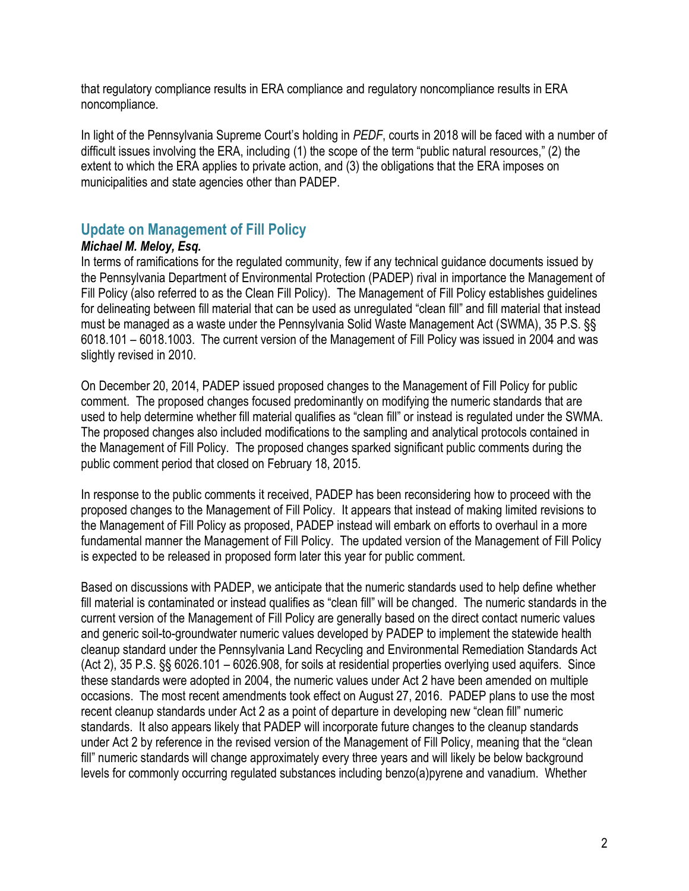that regulatory compliance results in ERA compliance and regulatory noncompliance results in ERA noncompliance.

In light of the Pennsylvania Supreme Court's holding in *PEDF*, courts in 2018 will be faced with a number of difficult issues involving the ERA, including (1) the scope of the term "public natural resources," (2) the extent to which the ERA applies to private action, and (3) the obligations that the ERA imposes on municipalities and state agencies other than PADEP.

## Update on Management of Fill Policy

***Michael M. Meloy, Esq.***

In terms of ramifications for the regulated community, few if any technical guidance documents issued by the Pennsylvania Department of Environmental Protection (PADEP) rival in importance the Management of Fill Policy (also referred to as the Clean Fill Policy). The Management of Fill Policy establishes guidelines for delineating between fill material that can be used as unregulated "clean fill" and fill material that instead must be managed as a waste under the Pennsylvania Solid Waste Management Act (SWMA), 35 P.S. §§ 6018.101 – 6018.1003. The current version of the Management of Fill Policy was issued in 2004 and was slightly revised in 2010.

On December 20, 2014, PADEP issued proposed changes to the Management of Fill Policy for public comment. The proposed changes focused predominantly on modifying the numeric standards that are used to help determine whether fill material qualifies as "clean fill" or instead is regulated under the SWMA. The proposed changes also included modifications to the sampling and analytical protocols contained in the Management of Fill Policy. The proposed changes sparked significant public comments during the public comment period that closed on February 18, 2015.

In response to the public comments it received, PADEP has been reconsidering how to proceed with the proposed changes to the Management of Fill Policy. It appears that instead of making limited revisions to the Management of Fill Policy as proposed, PADEP instead will embark on efforts to overhaul in a more fundamental manner the Management of Fill Policy. The updated version of the Management of Fill Policy is expected to be released in proposed form later this year for public comment.

Based on discussions with PADEP, we anticipate that the numeric standards used to help define whether fill material is contaminated or instead qualifies as "clean fill" will be changed. The numeric standards in the current version of the Management of Fill Policy are generally based on the direct contact numeric values and generic soil-to-groundwater numeric values developed by PADEP to implement the statewide health cleanup standard under the Pennsylvania Land Recycling and Environmental Remediation Standards Act (Act 2), 35 P.S. §§ 6026.101 – 6026.908, for soils at residential properties overlying used aquifers. Since these standards were adopted in 2004, the numeric values under Act 2 have been amended on multiple occasions. The most recent amendments took effect on August 27, 2016. PADEP plans to use the most recent cleanup standards under Act 2 as a point of departure in developing new "clean fill" numeric standards. It also appears likely that PADEP will incorporate future changes to the cleanup standards under Act 2 by reference in the revised version of the Management of Fill Policy, meaning that the "clean fill" numeric standards will change approximately every three years and will likely be below background levels for commonly occurring regulated substances including benzo(a)pyrene and vanadium. Whether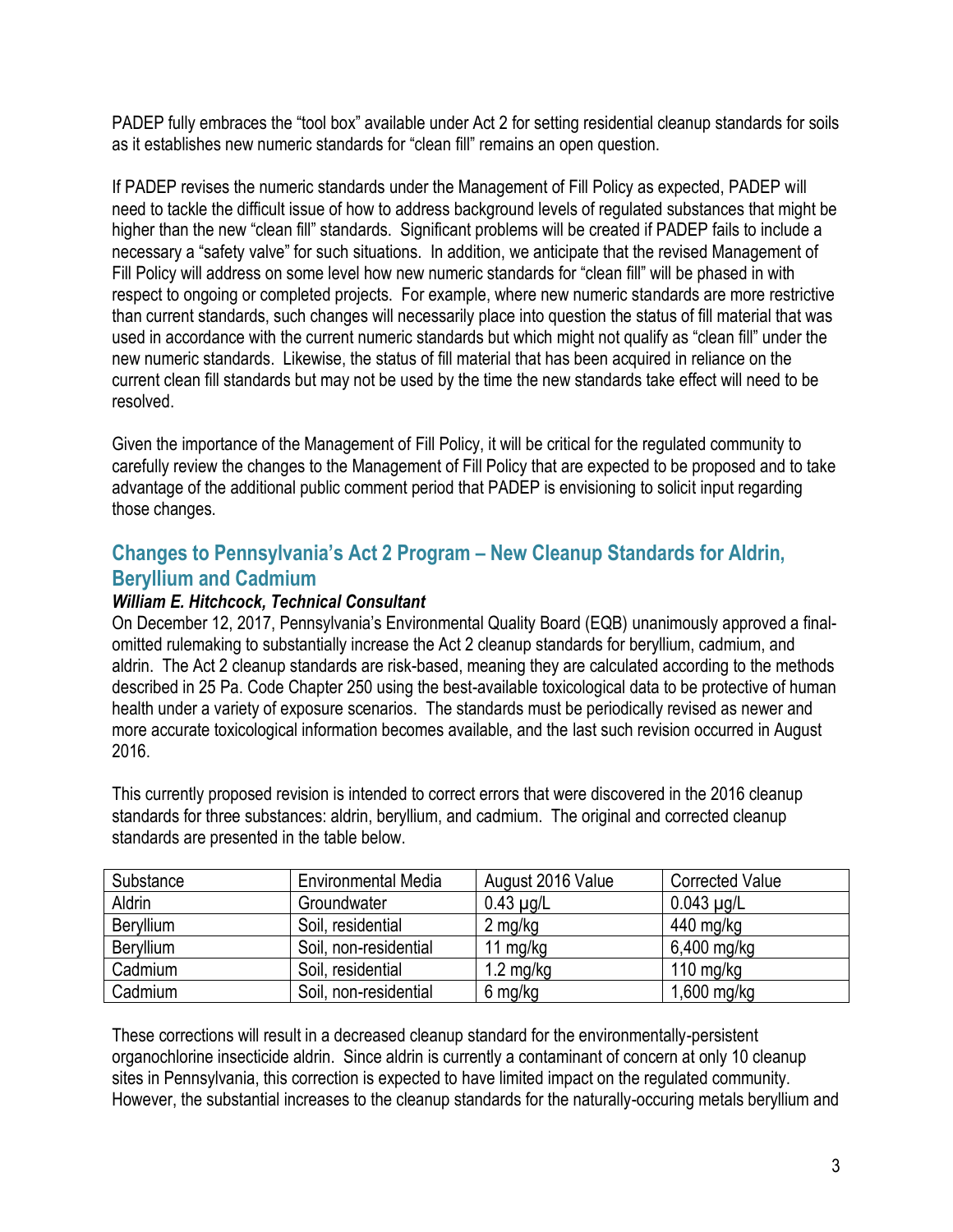PADEP fully embraces the “tool box” available under Act 2 for setting residential cleanup standards for soils as it establishes new numeric standards for “clean fill” remains an open question.

If PADEP revises the numeric standards under the Management of Fill Policy as expected, PADEP will need to tackle the difficult issue of how to address background levels of regulated substances that might be higher than the new “clean fill” standards. Significant problems will be created if PADEP fails to include a necessary a “safety valve” for such situations. In addition, we anticipate that the revised Management of Fill Policy will address on some level how new numeric standards for “clean fill” will be phased in with respect to ongoing or completed projects. For example, where new numeric standards are more restrictive than current standards, such changes will necessarily place into question the status of fill material that was used in accordance with the current numeric standards but which might not qualify as “clean fill” under the new numeric standards. Likewise, the status of fill material that has been acquired in reliance on the current clean fill standards but may not be used by the time the new standards take effect will need to be resolved.

Given the importance of the Management of Fill Policy, it will be critical for the regulated community to carefully review the changes to the Management of Fill Policy that are expected to be proposed and to take advantage of the additional public comment period that PADEP is envisioning to solicit input regarding those changes.

## Changes to Pennsylvania’s Act 2 Program – New Cleanup Standards for Aldrin, Beryllium and Cadmium

***William E. Hitchcock, Technical Consultant***

On December 12, 2017, Pennsylvania’s Environmental Quality Board (EQB) unanimously approved a final-omitted rulemaking to substantially increase the Act 2 cleanup standards for beryllium, cadmium, and aldrin. The Act 2 cleanup standards are risk-based, meaning they are calculated according to the methods described in 25 Pa. Code Chapter 250 using the best-available toxicological data to be protective of human health under a variety of exposure scenarios. The standards must be periodically revised as newer and more accurate toxicological information becomes available, and the last such revision occurred in August 2016.

This currently proposed revision is intended to correct errors that were discovered in the 2016 cleanup standards for three substances: aldrin, beryllium, and cadmium. The original and corrected cleanup standards are presented in the table below.

| Substance | Environmental Media | August 2016 Value | Corrected Value |
| --- | --- | --- | --- |
| Aldrin | Groundwater | 0.43 µg/L | 0.043 µg/L |
| Beryllium | Soil, residential | 2 mg/kg | 440 mg/kg |
| Beryllium | Soil, non-residential | 11 mg/kg | 6,400 mg/kg |
| Cadmium | Soil, residential | 1.2 mg/kg | 110 mg/kg |
| Cadmium | Soil, non-residential | 6 mg/kg | 1,600 mg/kg |

These corrections will result in a decreased cleanup standard for the environmentally-persistent organochlorine insecticide aldrin. Since aldrin is currently a contaminant of concern at only 10 cleanup sites in Pennsylvania, this correction is expected to have limited impact on the regulated community. However, the substantial increases to the cleanup standards for the naturally-occuring metals beryllium and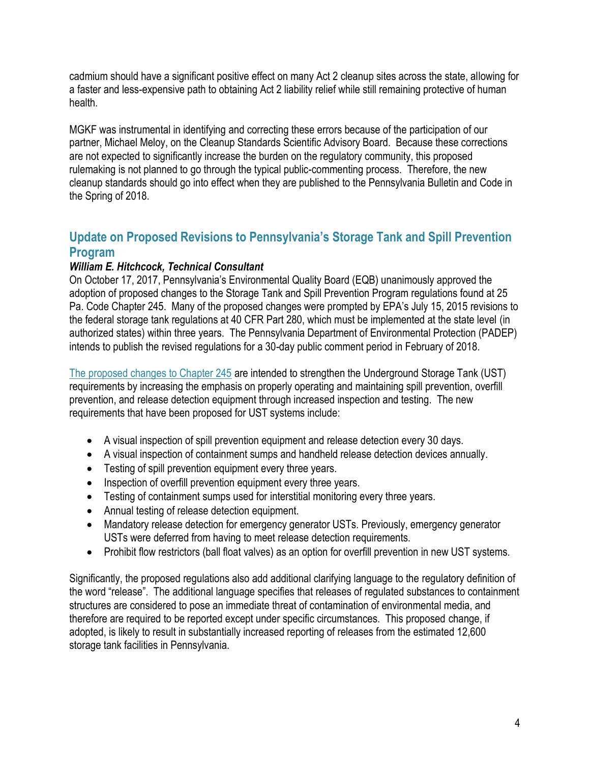cadmium should have a significant positive effect on many Act 2 cleanup sites across the state, allowing for a faster and less-expensive path to obtaining Act 2 liability relief while still remaining protective of human health.

MGKF was instrumental in identifying and correcting these errors because of the participation of our partner, Michael Meloy, on the Cleanup Standards Scientific Advisory Board. Because these corrections are not expected to significantly increase the burden on the regulatory community, this proposed rulemaking is not planned to go through the typical public-commenting process. Therefore, the new cleanup standards should go into effect when they are published to the Pennsylvania Bulletin and Code in the Spring of 2018.

## Update on Proposed Revisions to Pennsylvania's Storage Tank and Spill Prevention Program

***William E. Hitchcock, Technical Consultant***

On October 17, 2017, Pennsylvania's Environmental Quality Board (EQB) unanimously approved the adoption of proposed changes to the Storage Tank and Spill Prevention Program regulations found at 25 Pa. Code Chapter 245. Many of the proposed changes were prompted by EPA's July 15, 2015 revisions to the federal storage tank regulations at 40 CFR Part 280, which must be implemented at the state level (in authorized states) within three years. The Pennsylvania Department of Environmental Protection (PADEP) intends to publish the revised regulations for a 30-day public comment period in February of 2018.

The proposed changes to Chapter 245 are intended to strengthen the Underground Storage Tank (UST) requirements by increasing the emphasis on properly operating and maintaining spill prevention, overfill prevention, and release detection equipment through increased inspection and testing. The new requirements that have been proposed for UST systems include:

- A visual inspection of spill prevention equipment and release detection every 30 days.
- A visual inspection of containment sumps and handheld release detection devices annually.
- Testing of spill prevention equipment every three years.
- Inspection of overfill prevention equipment every three years.
- Testing of containment sumps used for interstitial monitoring every three years.
- Annual testing of release detection equipment.
- Mandatory release detection for emergency generator USTs. Previously, emergency generator USTs were deferred from having to meet release detection requirements.
- Prohibit flow restrictors (ball float valves) as an option for overfill prevention in new UST systems.

Significantly, the proposed regulations also add additional clarifying language to the regulatory definition of the word "release". The additional language specifies that releases of regulated substances to containment structures are considered to pose an immediate threat of contamination of environmental media, and therefore are required to be reported except under specific circumstances. This proposed change, if adopted, is likely to result in substantially increased reporting of releases from the estimated 12,600 storage tank facilities in Pennsylvania.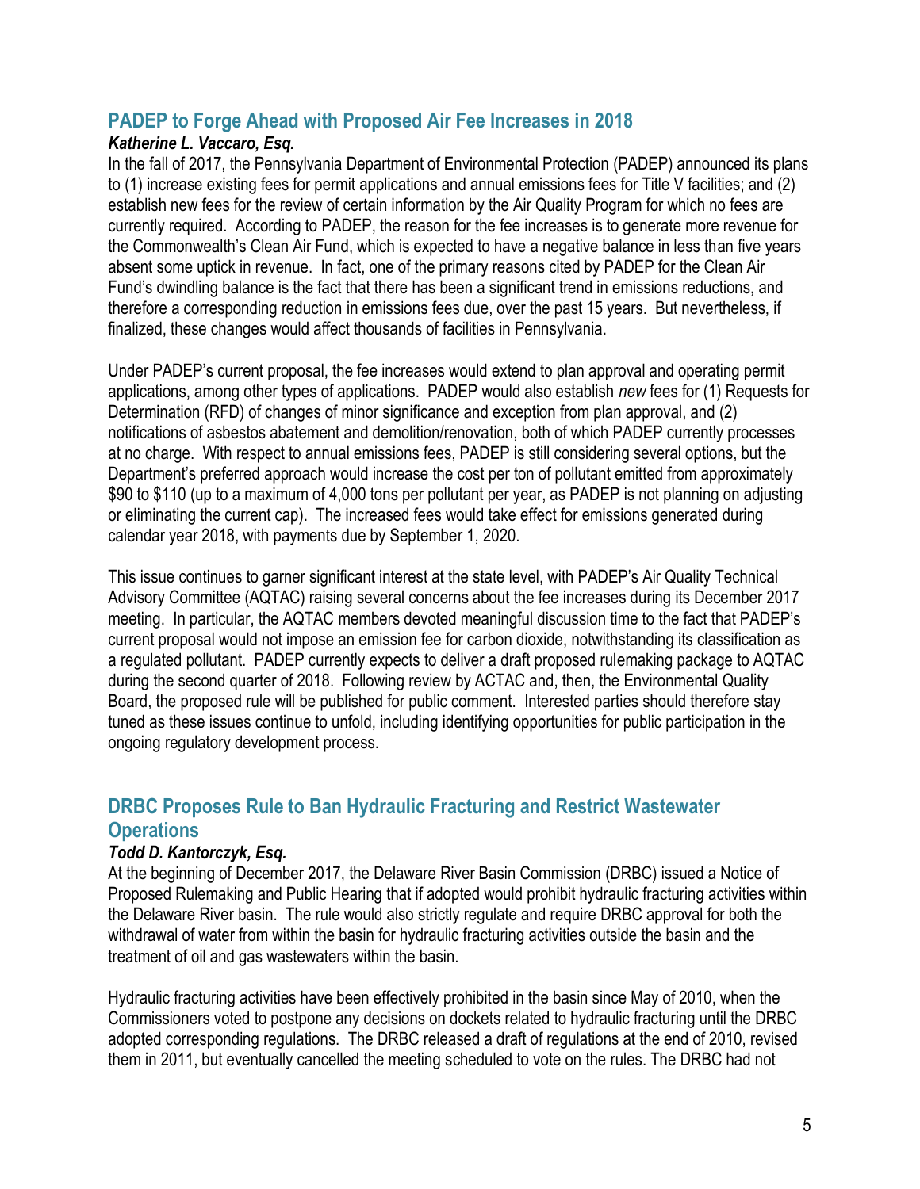## PADEP to Forge Ahead with Proposed Air Fee Increases in 2018

***Katherine L. Vaccaro, Esq.***

In the fall of 2017, the Pennsylvania Department of Environmental Protection (PADEP) announced its plans to (1) increase existing fees for permit applications and annual emissions fees for Title V facilities; and (2) establish new fees for the review of certain information by the Air Quality Program for which no fees are currently required. According to PADEP, the reason for the fee increases is to generate more revenue for the Commonwealth's Clean Air Fund, which is expected to have a negative balance in less than five years absent some uptick in revenue. In fact, one of the primary reasons cited by PADEP for the Clean Air Fund's dwindling balance is the fact that there has been a significant trend in emissions reductions, and therefore a corresponding reduction in emissions fees due, over the past 15 years. But nevertheless, if finalized, these changes would affect thousands of facilities in Pennsylvania.

Under PADEP's current proposal, the fee increases would extend to plan approval and operating permit applications, among other types of applications. PADEP would also establish *new* fees for (1) Requests for Determination (RFD) of changes of minor significance and exception from plan approval, and (2) notifications of asbestos abatement and demolition/renovation, both of which PADEP currently processes at no charge. With respect to annual emissions fees, PADEP is still considering several options, but the Department's preferred approach would increase the cost per ton of pollutant emitted from approximately \$90 to \$110 (up to a maximum of 4,000 tons per pollutant per year, as PADEP is not planning on adjusting or eliminating the current cap). The increased fees would take effect for emissions generated during calendar year 2018, with payments due by September 1, 2020.

This issue continues to garner significant interest at the state level, with PADEP's Air Quality Technical Advisory Committee (AQTAC) raising several concerns about the fee increases during its December 2017 meeting. In particular, the AQTAC members devoted meaningful discussion time to the fact that PADEP's current proposal would not impose an emission fee for carbon dioxide, notwithstanding its classification as a regulated pollutant. PADEP currently expects to deliver a draft proposed rulemaking package to AQTAC during the second quarter of 2018. Following review by ACTAC and, then, the Environmental Quality Board, the proposed rule will be published for public comment. Interested parties should therefore stay tuned as these issues continue to unfold, including identifying opportunities for public participation in the ongoing regulatory development process.

## DRBC Proposes Rule to Ban Hydraulic Fracturing and Restrict Wastewater Operations

***Todd D. Kantorczyk, Esq.***

At the beginning of December 2017, the Delaware River Basin Commission (DRBC) issued a Notice of Proposed Rulemaking and Public Hearing that if adopted would prohibit hydraulic fracturing activities within the Delaware River basin. The rule would also strictly regulate and require DRBC approval for both the withdrawal of water from within the basin for hydraulic fracturing activities outside the basin and the treatment of oil and gas wastewaters within the basin.

Hydraulic fracturing activities have been effectively prohibited in the basin since May of 2010, when the Commissioners voted to postpone any decisions on dockets related to hydraulic fracturing until the DRBC adopted corresponding regulations. The DRBC released a draft of regulations at the end of 2010, revised them in 2011, but eventually cancelled the meeting scheduled to vote on the rules. The DRBC had not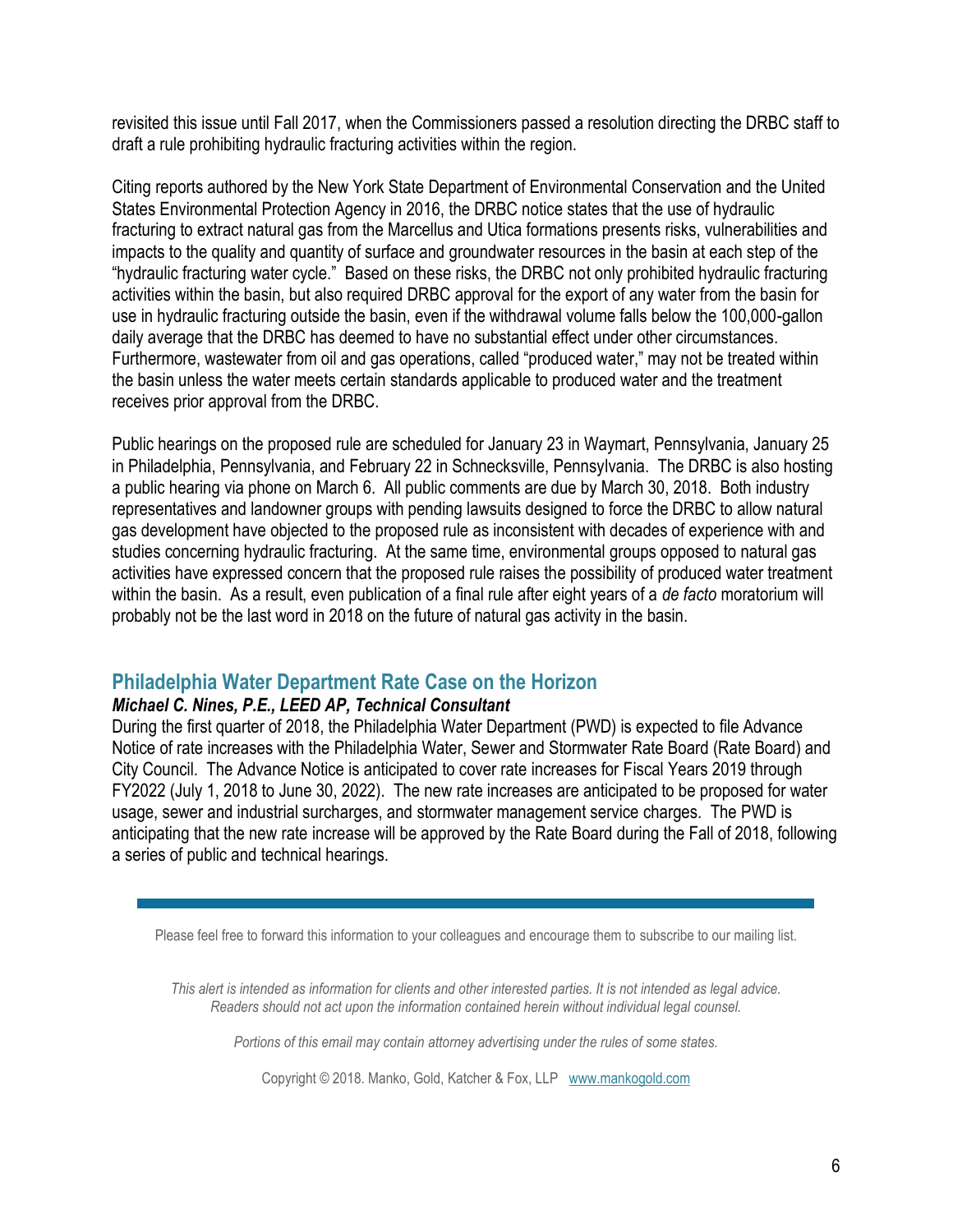revisited this issue until Fall 2017, when the Commissioners passed a resolution directing the DRBC staff to draft a rule prohibiting hydraulic fracturing activities within the region.

Citing reports authored by the New York State Department of Environmental Conservation and the United States Environmental Protection Agency in 2016, the DRBC notice states that the use of hydraulic fracturing to extract natural gas from the Marcellus and Utica formations presents risks, vulnerabilities and impacts to the quality and quantity of surface and groundwater resources in the basin at each step of the "hydraulic fracturing water cycle." Based on these risks, the DRBC not only prohibited hydraulic fracturing activities within the basin, but also required DRBC approval for the export of any water from the basin for use in hydraulic fracturing outside the basin, even if the withdrawal volume falls below the 100,000-gallon daily average that the DRBC has deemed to have no substantial effect under other circumstances. Furthermore, wastewater from oil and gas operations, called "produced water," may not be treated within the basin unless the water meets certain standards applicable to produced water and the treatment receives prior approval from the DRBC.

Public hearings on the proposed rule are scheduled for January 23 in Waymart, Pennsylvania, January 25 in Philadelphia, Pennsylvania, and February 22 in Schnecksville, Pennsylvania. The DRBC is also hosting a public hearing via phone on March 6. All public comments are due by March 30, 2018. Both industry representatives and landowner groups with pending lawsuits designed to force the DRBC to allow natural gas development have objected to the proposed rule as inconsistent with decades of experience with and studies concerning hydraulic fracturing. At the same time, environmental groups opposed to natural gas activities have expressed concern that the proposed rule raises the possibility of produced water treatment within the basin. As a result, even publication of a final rule after eight years of a *de facto* moratorium will probably not be the last word in 2018 on the future of natural gas activity in the basin.

## Philadelphia Water Department Rate Case on the Horizon

***Michael C. Nines, P.E., LEED AP, Technical Consultant***

During the first quarter of 2018, the Philadelphia Water Department (PWD) is expected to file Advance Notice of rate increases with the Philadelphia Water, Sewer and Stormwater Rate Board (Rate Board) and City Council. The Advance Notice is anticipated to cover rate increases for Fiscal Years 2019 through FY2022 (July 1, 2018 to June 30, 2022). The new rate increases are anticipated to be proposed for water usage, sewer and industrial surcharges, and stormwater management service charges. The PWD is anticipating that the new rate increase will be approved by the Rate Board during the Fall of 2018, following a series of public and technical hearings.

---

Please feel free to forward this information to your colleagues and encourage them to subscribe to our mailing list.

*This alert is intended as information for clients and other interested parties. It is not intended as legal advice. Readers should not act upon the information contained herein without individual legal counsel.*

*Portions of this email may contain attorney advertising under the rules of some states.*

Copyright © 2018. Manko, Gold, Katcher & Fox, LLP www.mankogold.com